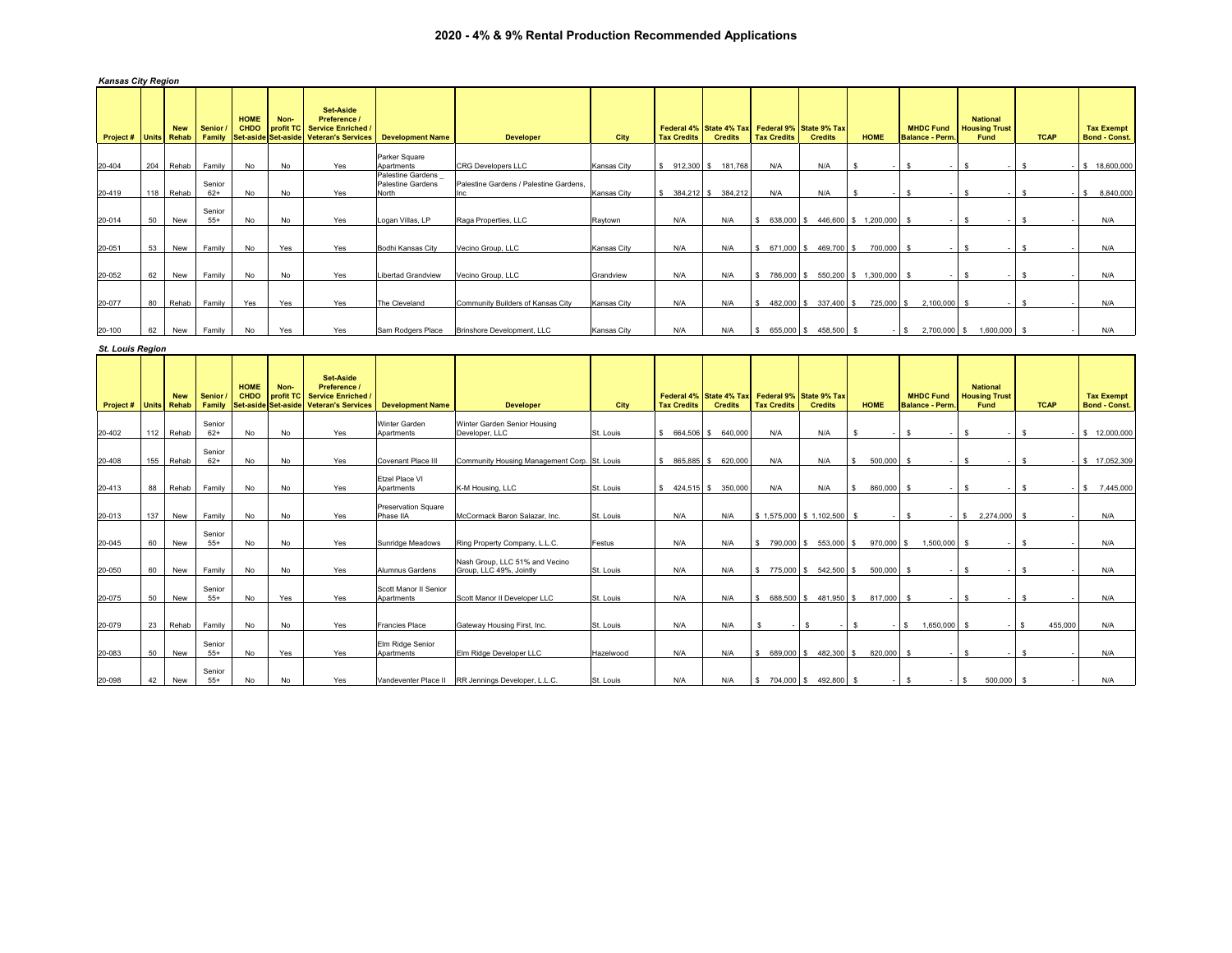# 2020 - 4% & 9% Rental Production Recommended Applications

***Kansas City Region***

| Project # | Units | New Rehab | Senior / Family | HOME CHDO Set-aside | Non-profit TC Set-aside | Set-Aside Preference / Service Enriched / Veteran's Services | Development Name | Developer | City | Federal 4% Tax Credits | State 4% Tax Credits | Federal 9% Tax Credits | State 9% Tax Credits | HOME | MHDC Fund Balance - Perm. | National Housing Trust Fund | TCAP | Tax Exempt Bond - Const. |
|---|---|---|---|---|---|---|---|---|---|---|---|---|---|---|---|---|---|---|
| 20-404 | 204 | Rehab | Family | No | No | Yes | Parker Square Apartments | CRG Developers LLC | Kansas City | $ 912,300 | $ 181,768 | N/A | N/A | $ - | $ - | $ - | $ - | $ 18,600,000 |
| 20-419 | 118 | Rehab | Senior 62+ | No | No | Yes | Palestine Gardens _ Palestine Gardens North | Palestine Gardens / Palestine Gardens, Inc | Kansas City | $ 384,212 | $ 384,212 | N/A | N/A | $ - | $ - | $ - | $ - | $ 8,840,000 |
| 20-014 | 50 | New | Senior 55+ | No | No | Yes | Logan Villas, LP | Raga Properties, LLC | Raytown | N/A | N/A | $ 638,000 | $ 446,600 | $ 1,200,000 | $ - | $ - | $ - | N/A |
| 20-051 | 53 | New | Family | No | Yes | Yes | Bodhi Kansas City | Vecino Group, LLC | Kansas City | N/A | N/A | $ 671,000 | $ 469,700 | $ 700,000 | $ - | $ - | $ - | N/A |
| 20-052 | 62 | New | Family | No | No | Yes | Libertad Grandview | Vecino Group, LLC | Grandview | N/A | N/A | $ 786,000 | $ 550,200 | $ 1,300,000 | $ - | $ - | $ - | N/A |
| 20-077 | 80 | Rehab | Family | Yes | Yes | Yes | The Cleveland | Community Builders of Kansas City | Kansas City | N/A | N/A | $ 482,000 | $ 337,400 | $ 725,000 | $ 2,100,000 | $ - | $ - | N/A |
| 20-100 | 62 | New | Family | No | Yes | Yes | Sam Rodgers Place | Brinshore Development, LLC | Kansas City | N/A | N/A | $ 655,000 | $ 458,500 | $ - | $ 2,700,000 | $ 1,600,000 | $ - | N/A |

***St. Louis Region***

| Project # | Units | New Rehab | Senior / Family | HOME CHDO Set-aside | Non-profit TC Set-aside | Set-Aside Preference / Service Enriched / Veteran's Services | Development Name | Developer | City | Federal 4% Tax Credits | State 4% Tax Credits | Federal 9% Tax Credits | State 9% Tax Credits | HOME | MHDC Fund Balance - Perm. | National Housing Trust Fund | TCAP | Tax Exempt Bond - Const. |
|---|---|---|---|---|---|---|---|---|---|---|---|---|---|---|---|---|---|---|
| 20-402 | 112 | Rehab | Senior 62+ | No | No | Yes | Winter Garden Apartments | Winter Garden Senior Housing Developer, LLC | St. Louis | $ 664,506 | $ 640,000 | N/A | N/A | $ - | $ - | $ - | $ - | $ 12,000,000 |
| 20-408 | 155 | Rehab | Senior 62+ | No | No | Yes | Covenant Place III | Community Housing Management Corp. | St. Louis | $ 865,885 | $ 620,000 | N/A | N/A | $ 500,000 | $ - | $ - | $ - | $ 17,052,309 |
| 20-413 | 88 | Rehab | Family | No | No | Yes | Etzel Place VI Apartments | K-M Housing, LLC | St. Louis | $ 424,515 | $ 350,000 | N/A | N/A | $ 860,000 | $ - | $ - | $ - | $ 7,445,000 |
| 20-013 | 137 | New | Family | No | No | Yes | Preservation Square Phase IIA | McCormack Baron Salazar, Inc. | St. Louis | N/A | N/A | $ 1,575,000 | $ 1,102,500 | $ - | $ - | $ 2,274,000 | $ - | N/A |
| 20-045 | 60 | New | Senior 55+ | No | No | Yes | Sunridge Meadows | Ring Property Company, L.L.C. | Festus | N/A | N/A | $ 790,000 | $ 553,000 | $ 970,000 | $ 1,500,000 | $ - | $ - | N/A |
| 20-050 | 60 | New | Family | No | No | Yes | Alumnus Gardens | Nash Group, LLC 51% and Vecino Group, LLC 49%, Jointly | St. Louis | N/A | N/A | $ 775,000 | $ 542,500 | $ 500,000 | $ - | $ - | $ - | N/A |
| 20-075 | 50 | New | Senior 55+ | No | Yes | Yes | Scott Manor II Senior Apartments | Scott Manor II Developer LLC | St. Louis | N/A | N/A | $ 688,500 | $ 481,950 | $ 817,000 | $ - | $ - | $ - | N/A |
| 20-079 | 23 | Rehab | Family | No | No | Yes | Francies Place | Gateway Housing First, Inc. | St. Louis | N/A | N/A | $ - | $ - | $ - | $ 1,650,000 | $ - | $ 455,000 | N/A |
| 20-083 | 50 | New | Senior 55+ | No | Yes | Yes | Elm Ridge Senior Apartments | Elm Ridge Developer LLC | Hazelwood | N/A | N/A | $ 689,000 | $ 482,300 | $ 820,000 | $ - | $ - | $ - | N/A |
| 20-098 | 42 | New | Senior 55+ | No | No | Yes | Vandeventer Place II | RR Jennings Developer, L.L.C. | St. Louis | N/A | N/A | $ 704,000 | $ 492,800 | $ - | $ - | $ 500,000 | $ - | N/A |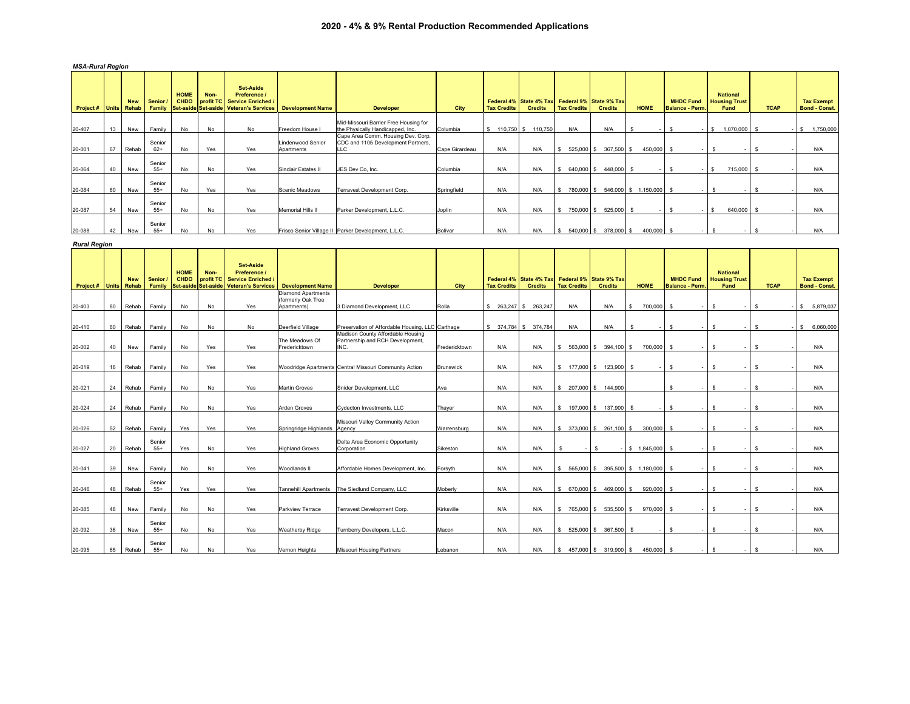## 2020 - 4% & 9% Rental Production Recommended Applications

### *MSA-Rural Region*

| Project # | Units | New Rehab | Senior / Family | HOME CHDO Set-aside | Non-profit TC Set-aside | Set-Aside Preference / Service Enriched / Veteran's Services | Development Name | Developer | City | Federal 4% Tax Credits | State 4% Tax Credits | Federal 9% Tax Credits | State 9% Tax Credits | HOME | MHDC Fund Balance - Perm. | National Housing Trust Fund | TCAP | Tax Exempt Bond - Const. |
|---|---|---|---|---|---|---|---|---|---|---|---|---|---|---|---|---|---|---|
| 20-407 | 13 | New | Family | No | No | No | Freedom House I | Mid-Missouri Barrier Free Housing for the Physically Handicapped, Inc. | Columbia | $ 110,750 | $ 110,750 | N/A | N/A | $ - | $ - | $ 1,070,000 | $ - | $ 1,750,000 |
| 20-001 | 67 | Rehab | Senior 62+ | No | Yes | Yes | Lindenwood Senior Apartments | Cape Area Comm. Housing Dev. Corp. CDC and 1105 Development Partners, LLC | Cape Girardeau | N/A | N/A | $ 525,000 | $ 367,500 | $ 450,000 | $ - | $ - | $ - | N/A |
| 20-064 | 40 | New | Senior 55+ | No | No | Yes | Sinclair Estates II | JES Dev Co, Inc. | Columbia | N/A | N/A | $ 640,000 | $ 448,000 | $ - | $ - | $ 715,000 | $ - | N/A |
| 20-084 | 60 | New | Senior 55+ | No | Yes | Yes | Scenic Meadows | Terravest Development Corp. | Springfield | N/A | N/A | $ 780,000 | $ 546,000 | $ 1,150,000 | $ - | $ - | $ - | N/A |
| 20-087 | 54 | New | Senior 55+ | No | No | Yes | Memorial Hills II | Parker Development, L.L.C. | Joplin | N/A | N/A | $ 750,000 | $ 525,000 | $ - | $ - | $ 640,000 | $ - | N/A |
| 20-088 | 42 | New | Senior 55+ | No | No | Yes | Frisco Senior Village II | Parker Development, L.L.C. | Bolivar | N/A | N/A | $ 540,000 | $ 378,000 | $ 400,000 | $ - | $ - | $ - | N/A |

### *Rural Region*

| Project # | Units | New Rehab | Senior / Family | HOME CHDO Set-aside | Non-profit TC Set-aside | Set-Aside Preference / Service Enriched / Veteran's Services | Development Name | Developer | City | Federal 4% Tax Credits | State 4% Tax Credits | Federal 9% Tax Credits | State 9% Tax Credits | HOME | MHDC Fund Balance - Perm. | National Housing Trust Fund | TCAP | Tax Exempt Bond - Const. |
|---|---|---|---|---|---|---|---|---|---|---|---|---|---|---|---|---|---|---|
| 20-403 | 80 | Rehab | Family | No | No | Yes | Diamond Apartments (formerly Oak Tree Apartments) | 3 Diamond Development, LLC | Rolla | $ 263,247 | $ 263,247 | N/A | N/A | $ 700,000 | $ - | $ - | $ - | $ 5,879,037 |
| 20-410 | 60 | Rehab | Family | No | No | No | Deerfield Village | Preservation of Affordable Housing, LLC | Carthage | $ 374,784 | $ 374,784 | N/A | N/A | $ - | $ - | $ - | $ - | $ 6,060,000 |
| 20-002 | 40 | New | Family | No | Yes | Yes | The Meadows Of Fredericktown | Madison County Affordable Housing Partnership and RCH Development, INC. | Fredericktown | N/A | N/A | $ 563,000 | $ 394,100 | $ 700,000 | $ - | $ - | $ - | N/A |
| 20-019 | 16 | Rehab | Family | No | Yes | Yes | Woodridge Apartments | Central Missouri Community Action | Brunswick | N/A | N/A | $ 177,000 | $ 123,900 | $ - | $ - | $ - | $ - | N/A |
| 20-021 | 24 | Rehab | Family | No | No | Yes | Martin Groves | Snider Development, LLC | Ava | N/A | N/A | $ 207,000 | $ 144,900 | | $ - | $ - | $ - | N/A |
| 20-024 | 24 | Rehab | Family | No | No | Yes | Arden Groves | Cydecton Investments, LLC | Thayer | N/A | N/A | $ 197,000 | $ 137,900 | $ - | $ - | $ - | $ - | N/A |
| 20-026 | 52 | Rehab | Family | Yes | Yes | Yes | Springridge Highlands | Missouri Valley Community Action Agency | Warrensburg | N/A | N/A | $ 373,000 | $ 261,100 | $ 300,000 | $ - | $ - | $ - | N/A |
| 20-027 | 20 | Rehab | Senior 55+ | Yes | No | Yes | Highland Groves | Delta Area Economic Opportunity Corporation | Sikeston | N/A | N/A | $ - | $ - | $ 1,845,000 | $ - | $ - | $ - | N/A |
| 20-041 | 39 | New | Family | No | No | Yes | Woodlands II | Affordable Homes Development, Inc. | Forsyth | N/A | N/A | $ 565,000 | $ 395,500 | $ 1,180,000 | $ - | $ - | $ - | N/A |
| 20-046 | 48 | Rehab | Senior 55+ | Yes | Yes | Yes | Tannehill Apartments | The Siedlund Company, LLC | Moberly | N/A | N/A | $ 670,000 | $ 469,000 | $ 920,000 | $ - | $ - | $ - | N/A |
| 20-085 | 48 | New | Family | No | No | Yes | Parkview Terrace | Terravest Development Corp. | Kirksville | N/A | N/A | $ 765,000 | $ 535,500 | $ 970,000 | $ - | $ - | $ - | N/A |
| 20-092 | 36 | New | Senior 55+ | No | No | Yes | Weatherby Ridge | Turnberry Developers, L.L.C. | Macon | N/A | N/A | $ 525,000 | $ 367,500 | $ - | $ - | $ - | $ - | N/A |
| 20-095 | 65 | Rehab | Senior 55+ | No | No | Yes | Vernon Heights | Missouri Housing Partners | Lebanon | N/A | N/A | $ 457,000 | $ 319,900 | $ 450,000 | $ - | $ - | $ - | N/A |